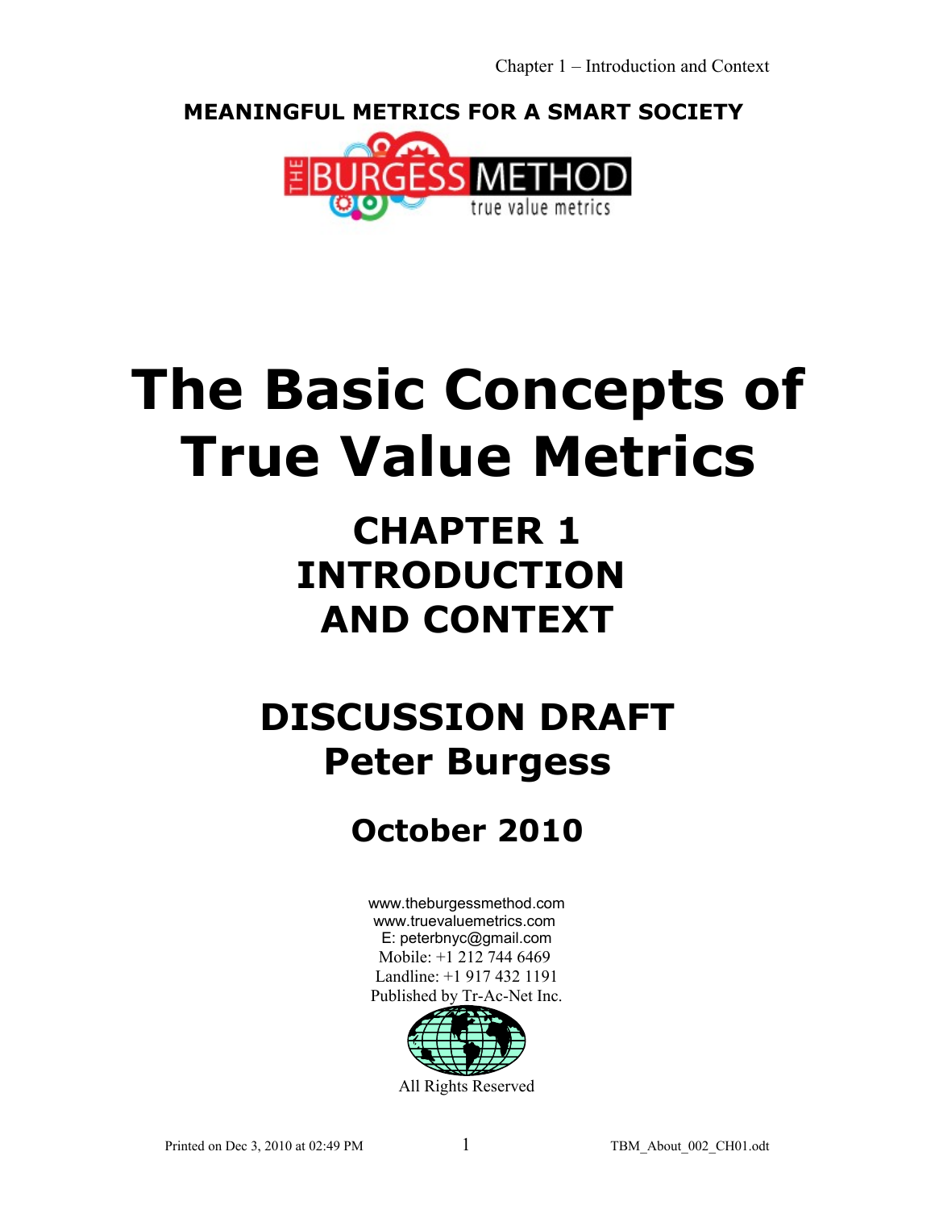MEANINGFUL METRICS FOR A SMART SOCIETY

THE BURGESS METHOD

true value metrics

# The Basic Concepts of True Value Metrics

## CHAPTER 1
## INTRODUCTION AND CONTEXT

## DISCUSSION DRAFT
## Peter Burgess

### October 2010

www.theburgessmethod.com
www.truevaluemetrics.com
E: peterbnyc@gmail.com
Mobile: +1 212 744 6469
Landline: +1 917 432 1191
Published by Tr-Ac-Net Inc.

All Rights Reserved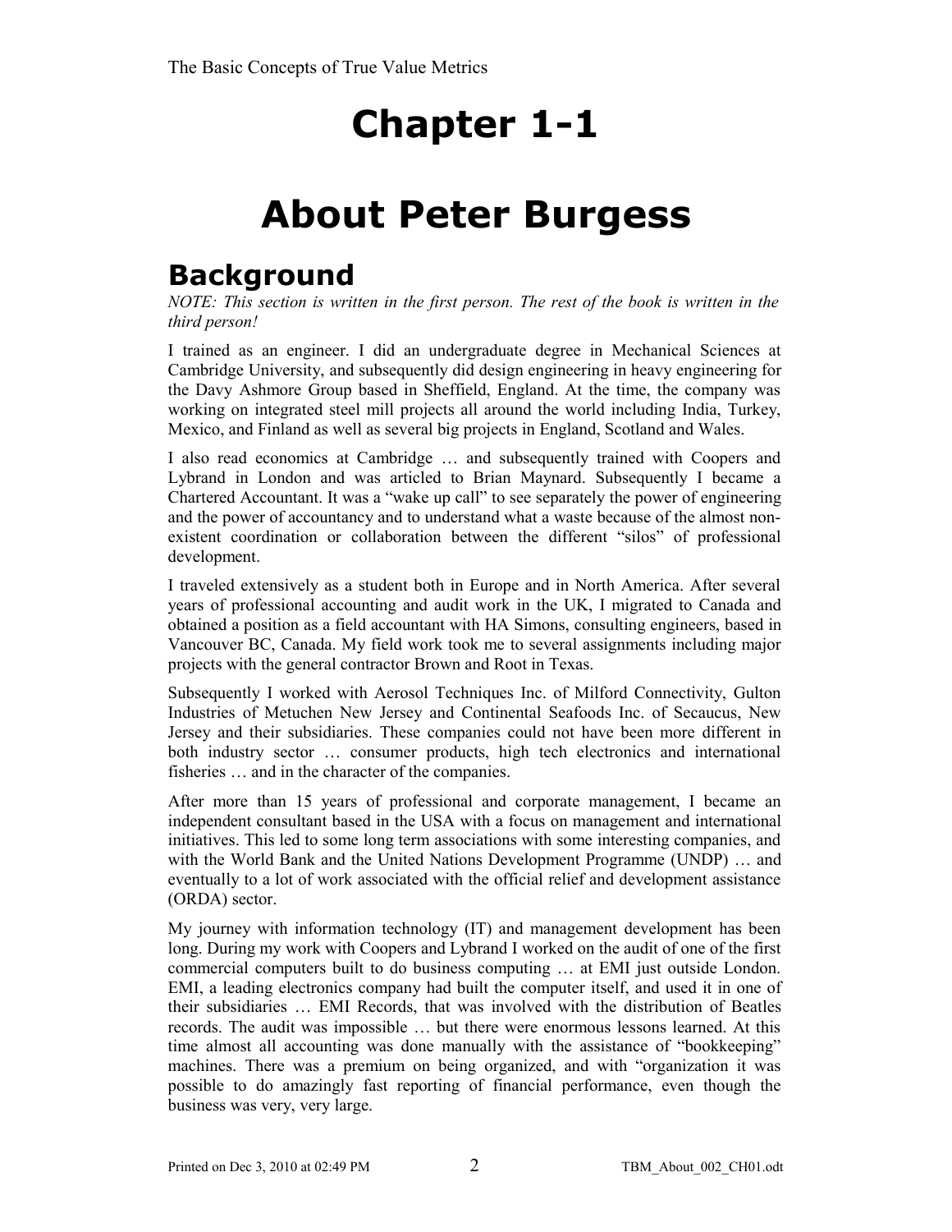# Chapter 1-1

# About Peter Burgess

## Background

*NOTE: This section is written in the first person. The rest of the book is written in the third person!*

I trained as an engineer. I did an undergraduate degree in Mechanical Sciences at Cambridge University, and subsequently did design engineering in heavy engineering for the Davy Ashmore Group based in Sheffield, England. At the time, the company was working on integrated steel mill projects all around the world including India, Turkey, Mexico, and Finland as well as several big projects in England, Scotland and Wales.

I also read economics at Cambridge … and subsequently trained with Coopers and Lybrand in London and was articled to Brian Maynard. Subsequently I became a Chartered Accountant. It was a "wake up call" to see separately the power of engineering and the power of accountancy and to understand what a waste because of the almost non-existent coordination or collaboration between the different "silos" of professional development.

I traveled extensively as a student both in Europe and in North America. After several years of professional accounting and audit work in the UK, I migrated to Canada and obtained a position as a field accountant with HA Simons, consulting engineers, based in Vancouver BC, Canada. My field work took me to several assignments including major projects with the general contractor Brown and Root in Texas.

Subsequently I worked with Aerosol Techniques Inc. of Milford Connectivity, Gulton Industries of Metuchen New Jersey and Continental Seafoods Inc. of Secaucus, New Jersey and their subsidiaries. These companies could not have been more different in both industry sector … consumer products, high tech electronics and international fisheries … and in the character of the companies.

After more than 15 years of professional and corporate management, I became an independent consultant based in the USA with a focus on management and international initiatives. This led to some long term associations with some interesting companies, and with the World Bank and the United Nations Development Programme (UNDP) … and eventually to a lot of work associated with the official relief and development assistance (ORDA) sector.

My journey with information technology (IT) and management development has been long. During my work with Coopers and Lybrand I worked on the audit of one of the first commercial computers built to do business computing … at EMI just outside London. EMI, a leading electronics company had built the computer itself, and used it in one of their subsidiaries … EMI Records, that was involved with the distribution of Beatles records. The audit was impossible … but there were enormous lessons learned. At this time almost all accounting was done manually with the assistance of "bookkeeping" machines. There was a premium on being organized, and with "organization it was possible to do amazingly fast reporting of financial performance, even though the business was very, very large.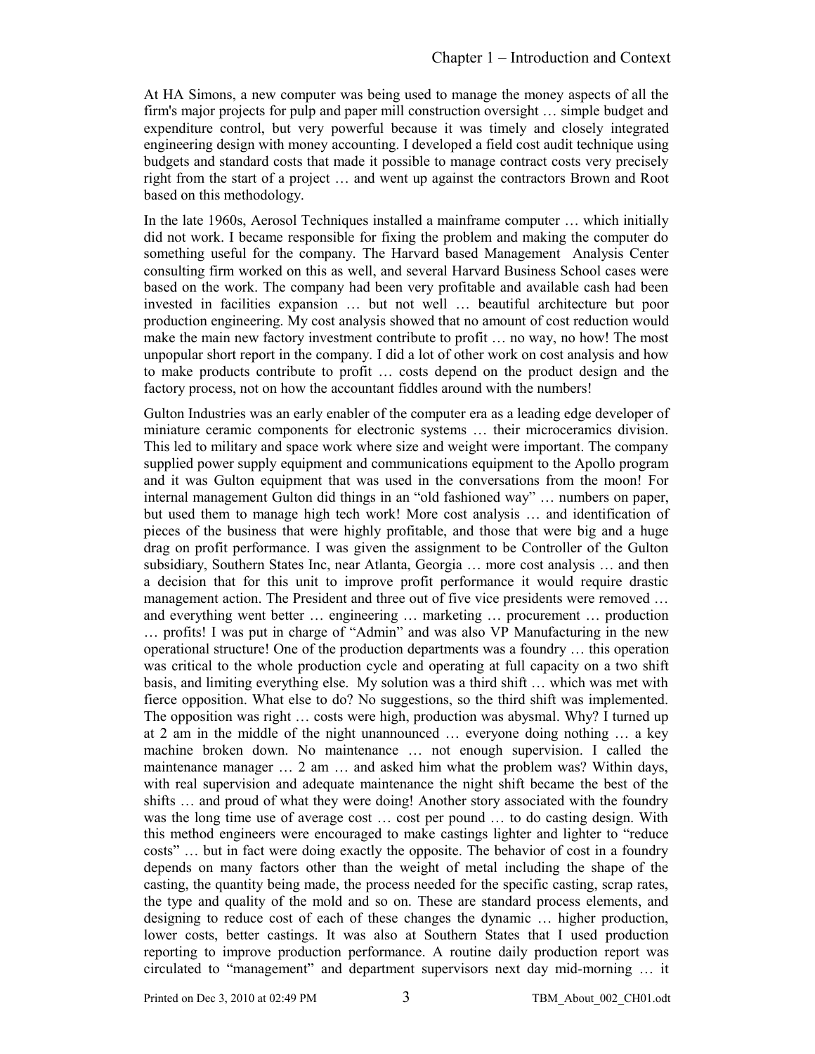At HA Simons, a new computer was being used to manage the money aspects of all the firm's major projects for pulp and paper mill construction oversight … simple budget and expenditure control, but very powerful because it was timely and closely integrated engineering design with money accounting. I developed a field cost audit technique using budgets and standard costs that made it possible to manage contract costs very precisely right from the start of a project … and went up against the contractors Brown and Root based on this methodology.

In the late 1960s, Aerosol Techniques installed a mainframe computer … which initially did not work. I became responsible for fixing the problem and making the computer do something useful for the company. The Harvard based Management Analysis Center consulting firm worked on this as well, and several Harvard Business School cases were based on the work. The company had been very profitable and available cash had been invested in facilities expansion … but not well … beautiful architecture but poor production engineering. My cost analysis showed that no amount of cost reduction would make the main new factory investment contribute to profit … no way, no how! The most unpopular short report in the company. I did a lot of other work on cost analysis and how to make products contribute to profit … costs depend on the product design and the factory process, not on how the accountant fiddles around with the numbers!

Gulton Industries was an early enabler of the computer era as a leading edge developer of miniature ceramic components for electronic systems … their microceramics division. This led to military and space work where size and weight were important. The company supplied power supply equipment and communications equipment to the Apollo program and it was Gulton equipment that was used in the conversations from the moon! For internal management Gulton did things in an "old fashioned way" … numbers on paper, but used them to manage high tech work! More cost analysis … and identification of pieces of the business that were highly profitable, and those that were big and a huge drag on profit performance. I was given the assignment to be Controller of the Gulton subsidiary, Southern States Inc, near Atlanta, Georgia … more cost analysis … and then a decision that for this unit to improve profit performance it would require drastic management action. The President and three out of five vice presidents were removed … and everything went better … engineering … marketing … procurement … production … profits! I was put in charge of "Admin" and was also VP Manufacturing in the new operational structure! One of the production departments was a foundry … this operation was critical to the whole production cycle and operating at full capacity on a two shift basis, and limiting everything else. My solution was a third shift … which was met with fierce opposition. What else to do? No suggestions, so the third shift was implemented. The opposition was right … costs were high, production was abysmal. Why? I turned up at 2 am in the middle of the night unannounced … everyone doing nothing … a key machine broken down. No maintenance … not enough supervision. I called the maintenance manager … 2 am … and asked him what the problem was? Within days, with real supervision and adequate maintenance the night shift became the best of the shifts … and proud of what they were doing! Another story associated with the foundry was the long time use of average cost … cost per pound … to do casting design. With this method engineers were encouraged to make castings lighter and lighter to "reduce costs" … but in fact were doing exactly the opposite. The behavior of cost in a foundry depends on many factors other than the weight of metal including the shape of the casting, the quantity being made, the process needed for the specific casting, scrap rates, the type and quality of the mold and so on. These are standard process elements, and designing to reduce cost of each of these changes the dynamic … higher production, lower costs, better castings. It was also at Southern States that I used production reporting to improve production performance. A routine daily production report was circulated to "management" and department supervisors next day mid-morning … it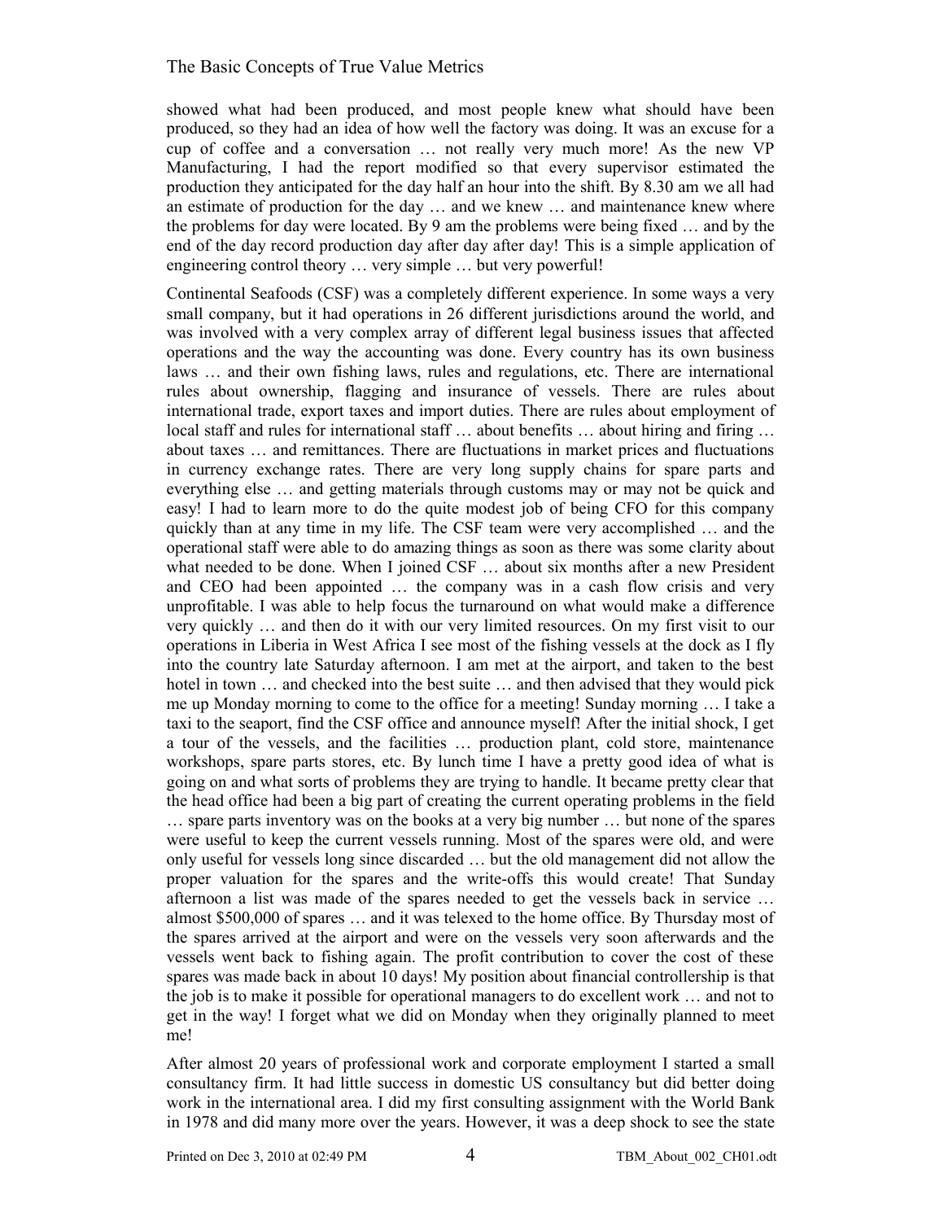showed what had been produced, and most people knew what should have been produced, so they had an idea of how well the factory was doing. It was an excuse for a cup of coffee and a conversation … not really very much more! As the new VP Manufacturing, I had the report modified so that every supervisor estimated the production they anticipated for the day half an hour into the shift. By 8.30 am we all had an estimate of production for the day … and we knew … and maintenance knew where the problems for day were located. By 9 am the problems were being fixed … and by the end of the day record production day after day after day! This is a simple application of engineering control theory … very simple … but very powerful!

Continental Seafoods (CSF) was a completely different experience. In some ways a very small company, but it had operations in 26 different jurisdictions around the world, and was involved with a very complex array of different legal business issues that affected operations and the way the accounting was done. Every country has its own business laws … and their own fishing laws, rules and regulations, etc. There are international rules about ownership, flagging and insurance of vessels. There are rules about international trade, export taxes and import duties. There are rules about employment of local staff and rules for international staff … about benefits … about hiring and firing … about taxes … and remittances. There are fluctuations in market prices and fluctuations in currency exchange rates. There are very long supply chains for spare parts and everything else … and getting materials through customs may or may not be quick and easy! I had to learn more to do the quite modest job of being CFO for this company quickly than at any time in my life. The CSF team were very accomplished … and the operational staff were able to do amazing things as soon as there was some clarity about what needed to be done. When I joined CSF … about six months after a new President and CEO had been appointed … the company was in a cash flow crisis and very unprofitable. I was able to help focus the turnaround on what would make a difference very quickly … and then do it with our very limited resources. On my first visit to our operations in Liberia in West Africa I see most of the fishing vessels at the dock as I fly into the country late Saturday afternoon. I am met at the airport, and taken to the best hotel in town … and checked into the best suite … and then advised that they would pick me up Monday morning to come to the office for a meeting! Sunday morning … I take a taxi to the seaport, find the CSF office and announce myself! After the initial shock, I get a tour of the vessels, and the facilities … production plant, cold store, maintenance workshops, spare parts stores, etc. By lunch time I have a pretty good idea of what is going on and what sorts of problems they are trying to handle. It became pretty clear that the head office had been a big part of creating the current operating problems in the field … spare parts inventory was on the books at a very big number … but none of the spares were useful to keep the current vessels running. Most of the spares were old, and were only useful for vessels long since discarded … but the old management did not allow the proper valuation for the spares and the write-offs this would create! That Sunday afternoon a list was made of the spares needed to get the vessels back in service … almost $500,000 of spares … and it was telexed to the home office. By Thursday most of the spares arrived at the airport and were on the vessels very soon afterwards and the vessels went back to fishing again. The profit contribution to cover the cost of these spares was made back in about 10 days! My position about financial controllership is that the job is to make it possible for operational managers to do excellent work … and not to get in the way! I forget what we did on Monday when they originally planned to meet me!

After almost 20 years of professional work and corporate employment I started a small consultancy firm. It had little success in domestic US consultancy but did better doing work in the international area. I did my first consulting assignment with the World Bank in 1978 and did many more over the years. However, it was a deep shock to see the state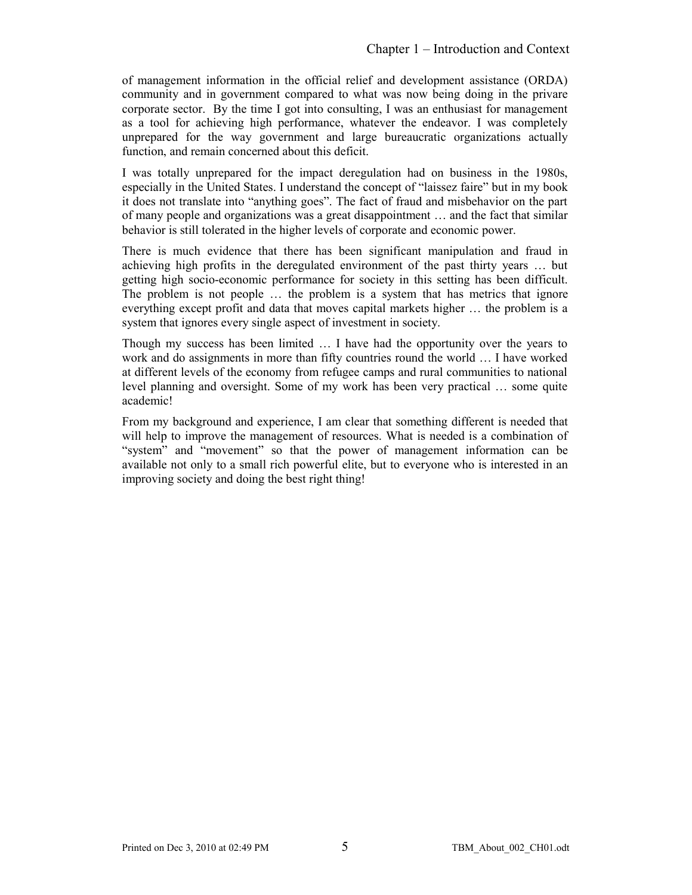of management information in the official relief and development assistance (ORDA) community and in government compared to what was now being doing in the privare corporate sector. By the time I got into consulting, I was an enthusiast for management as a tool for achieving high performance, whatever the endeavor. I was completely unprepared for the way government and large bureaucratic organizations actually function, and remain concerned about this deficit.

I was totally unprepared for the impact deregulation had on business in the 1980s, especially in the United States. I understand the concept of "laissez faire" but in my book it does not translate into "anything goes". The fact of fraud and misbehavior on the part of many people and organizations was a great disappointment … and the fact that similar behavior is still tolerated in the higher levels of corporate and economic power.

There is much evidence that there has been significant manipulation and fraud in achieving high profits in the deregulated environment of the past thirty years … but getting high socio-economic performance for society in this setting has been difficult. The problem is not people … the problem is a system that has metrics that ignore everything except profit and data that moves capital markets higher … the problem is a system that ignores every single aspect of investment in society.

Though my success has been limited … I have had the opportunity over the years to work and do assignments in more than fifty countries round the world … I have worked at different levels of the economy from refugee camps and rural communities to national level planning and oversight. Some of my work has been very practical … some quite academic!

From my background and experience, I am clear that something different is needed that will help to improve the management of resources. What is needed is a combination of "system" and "movement" so that the power of management information can be available not only to a small rich powerful elite, but to everyone who is interested in an improving society and doing the best right thing!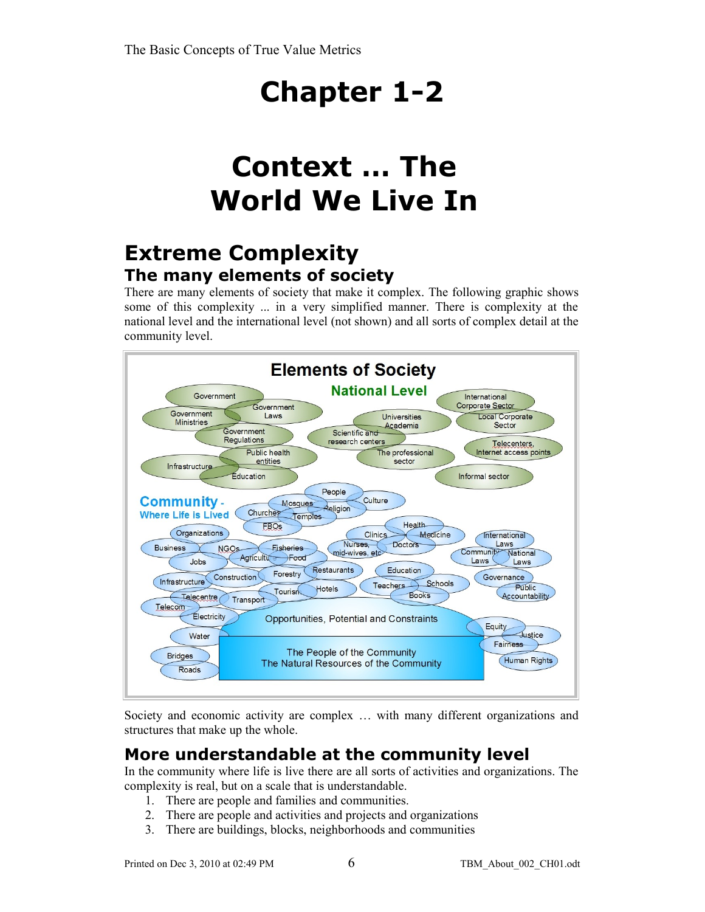# Chapter 1-2

# Context ... The World We Live In

## Extreme Complexity

### The many elements of society

There are many elements of society that make it complex. The following graphic shows some of this complexity ... in a very simplified manner. There is complexity at the national level and the international level (not shown) and all sorts of complex detail at the community level.

Society and economic activity are complex … with many different organizations and structures that make up the whole.

### More understandable at the community level

In the community where life is live there are all sorts of activities and organizations. The complexity is real, but on a scale that is understandable.

1. There are people and families and communities.
2. There are people and activities and projects and organizations
3. There are buildings, blocks, neighborhoods and communities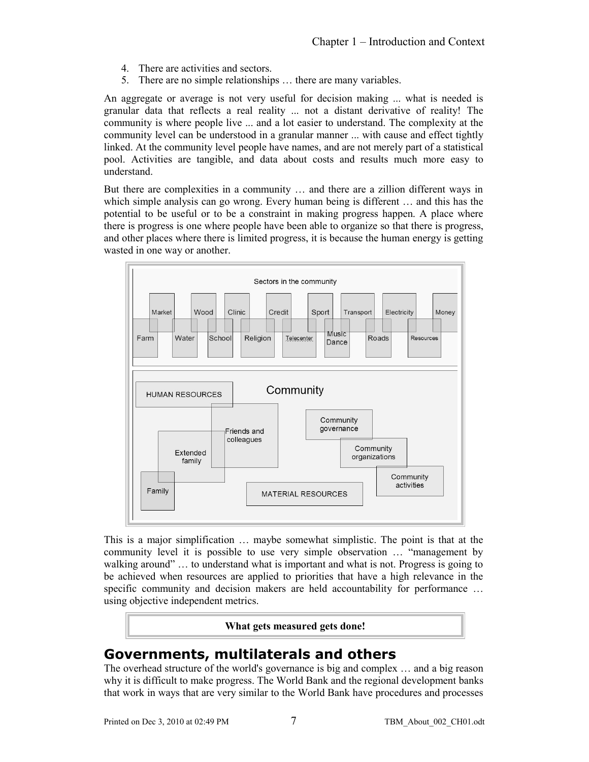4. There are activities and sectors.
5. There are no simple relationships … there are many variables.

An aggregate or average is not very useful for decision making ... what is needed is granular data that reflects a real reality ... not a distant derivative of reality! The community is where people live ... and a lot easier to understand. The complexity at the community level can be understood in a granular manner ... with cause and effect tightly linked. At the community level people have names, and are not merely part of a statistical pool. Activities are tangible, and data about costs and results much more easy to understand.

But there are complexities in a community … and there are a zillion different ways in which simple analysis can go wrong. Every human being is different … and this has the potential to be useful or to be a constraint in making progress happen. A place where there is progress is one where people have been able to organize so that there is progress, and other places where there is limited progress, it is because the human energy is getting wasted in one way or another.

This is a major simplification … maybe somewhat simplistic. The point is that at the community level it is possible to use very simple observation … "management by walking around" … to understand what is important and what is not. Progress is going to be achieved when resources are applied to priorities that have a high relevance in the specific community and decision makers are held accountability for performance … using objective independent metrics.

**What gets measured gets done!**

## Governments, multilaterals and others

The overhead structure of the world's governance is big and complex … and a big reason why it is difficult to make progress. The World Bank and the regional development banks that work in ways that are very similar to the World Bank have procedures and processes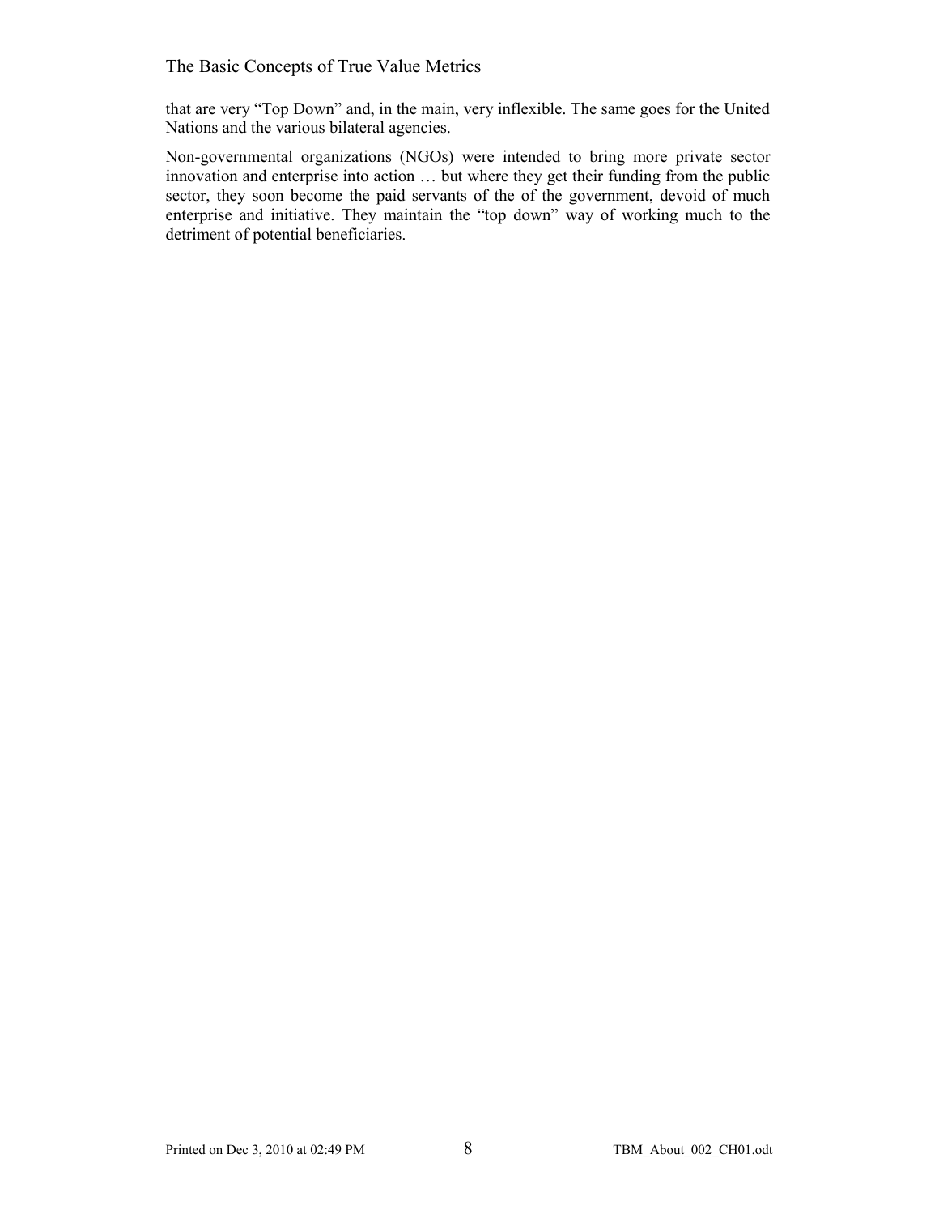that are very “Top Down” and, in the main, very inflexible. The same goes for the United Nations and the various bilateral agencies.

Non-governmental organizations (NGOs) were intended to bring more private sector innovation and enterprise into action … but where they get their funding from the public sector, they soon become the paid servants of the of the government, devoid of much enterprise and initiative. They maintain the “top down” way of working much to the detriment of potential beneficiaries.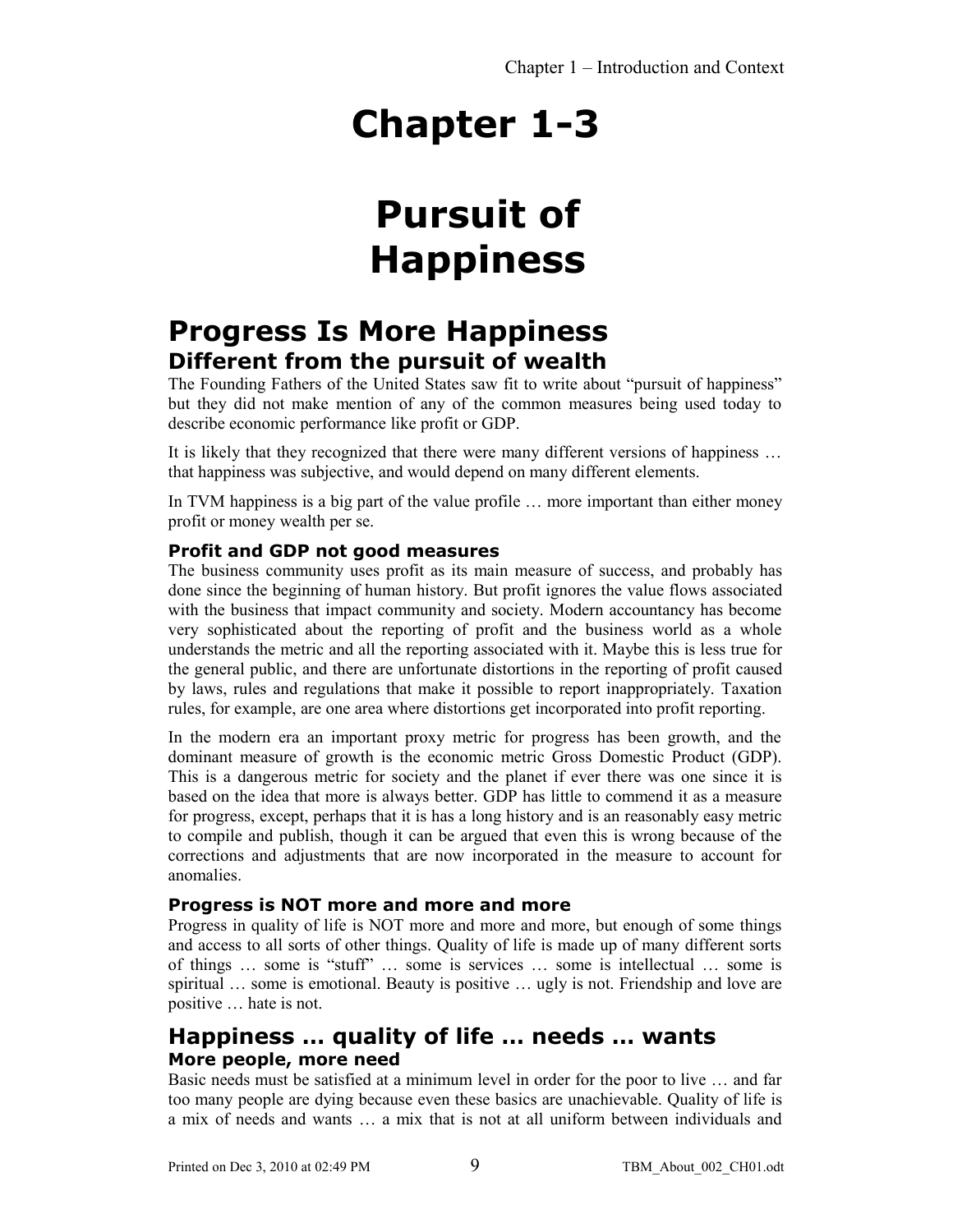# Chapter 1-3

# Pursuit of Happiness

## Progress Is More Happiness

### Different from the pursuit of wealth

The Founding Fathers of the United States saw fit to write about "pursuit of happiness" but they did not make mention of any of the common measures being used today to describe economic performance like profit or GDP.

It is likely that they recognized that there were many different versions of happiness … that happiness was subjective, and would depend on many different elements.

In TVM happiness is a big part of the value profile … more important than either money profit or money wealth per se.

#### Profit and GDP not good measures

The business community uses profit as its main measure of success, and probably has done since the beginning of human history. But profit ignores the value flows associated with the business that impact community and society. Modern accountancy has become very sophisticated about the reporting of profit and the business world as a whole understands the metric and all the reporting associated with it. Maybe this is less true for the general public, and there are unfortunate distortions in the reporting of profit caused by laws, rules and regulations that make it possible to report inappropriately. Taxation rules, for example, are one area where distortions get incorporated into profit reporting.

In the modern era an important proxy metric for progress has been growth, and the dominant measure of growth is the economic metric Gross Domestic Product (GDP). This is a dangerous metric for society and the planet if ever there was one since it is based on the idea that more is always better. GDP has little to commend it as a measure for progress, except, perhaps that it is has a long history and is an reasonably easy metric to compile and publish, though it can be argued that even this is wrong because of the corrections and adjustments that are now incorporated in the measure to account for anomalies.

#### Progress is NOT more and more and more

Progress in quality of life is NOT more and more and more, but enough of some things and access to all sorts of other things. Quality of life is made up of many different sorts of things … some is "stuff" … some is services … some is intellectual … some is spiritual … some is emotional. Beauty is positive … ugly is not. Friendship and love are positive … hate is not.

## Happiness … quality of life … needs … wants

#### More people, more need

Basic needs must be satisfied at a minimum level in order for the poor to live … and far too many people are dying because even these basics are unachievable. Quality of life is a mix of needs and wants … a mix that is not at all uniform between individuals and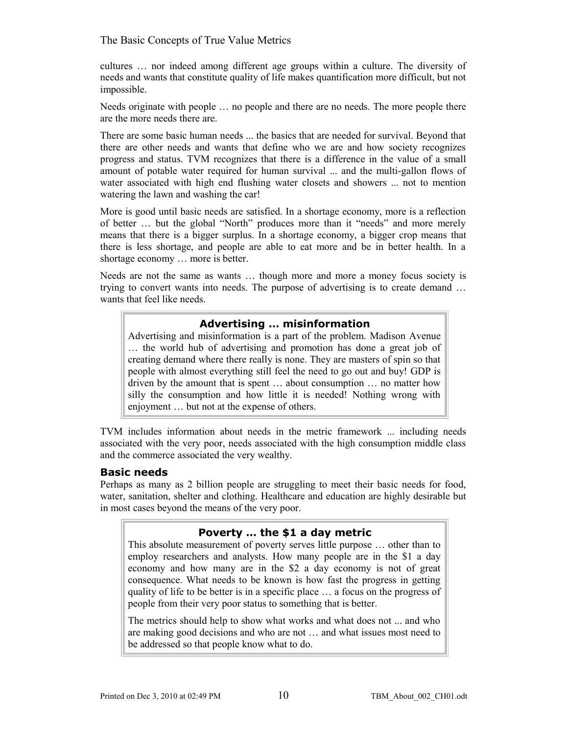cultures … nor indeed among different age groups within a culture. The diversity of needs and wants that constitute quality of life makes quantification more difficult, but not impossible.

Needs originate with people … no people and there are no needs. The more people there are the more needs there are.

There are some basic human needs ... the basics that are needed for survival. Beyond that there are other needs and wants that define who we are and how society recognizes progress and status. TVM recognizes that there is a difference in the value of a small amount of potable water required for human survival ... and the multi-gallon flows of water associated with high end flushing water closets and showers ... not to mention watering the lawn and washing the car!

More is good until basic needs are satisfied. In a shortage economy, more is a reflection of better … but the global "North" produces more than it "needs" and more merely means that there is a bigger surplus. In a shortage economy, a bigger crop means that there is less shortage, and people are able to eat more and be in better health. In a shortage economy … more is better.

Needs are not the same as wants … though more and more a money focus society is trying to convert wants into needs. The purpose of advertising is to create demand … wants that feel like needs.

> **Advertising … misinformation**
>
> Advertising and misinformation is a part of the problem. Madison Avenue … the world hub of advertising and promotion has done a great job of creating demand where there really is none. They are masters of spin so that people with almost everything still feel the need to go out and buy! GDP is driven by the amount that is spent … about consumption … no matter how silly the consumption and how little it is needed! Nothing wrong with enjoyment … but not at the expense of others.

TVM includes information about needs in the metric framework ... including needs associated with the very poor, needs associated with the high consumption middle class and the commerce associated the very wealthy.

### Basic needs

Perhaps as many as 2 billion people are struggling to meet their basic needs for food, water, sanitation, shelter and clothing. Healthcare and education are highly desirable but in most cases beyond the means of the very poor.

> **Poverty … the $1 a day metric**
>
> This absolute measurement of poverty serves little purpose … other than to employ researchers and analysts. How many people are in the $1 a day economy and how many are in the $2 a day economy is not of great consequence. What needs to be known is how fast the progress in getting quality of life to be better is in a specific place … a focus on the progress of people from their very poor status to something that is better.
>
> The metrics should help to show what works and what does not ... and who are making good decisions and who are not … and what issues most need to be addressed so that people know what to do.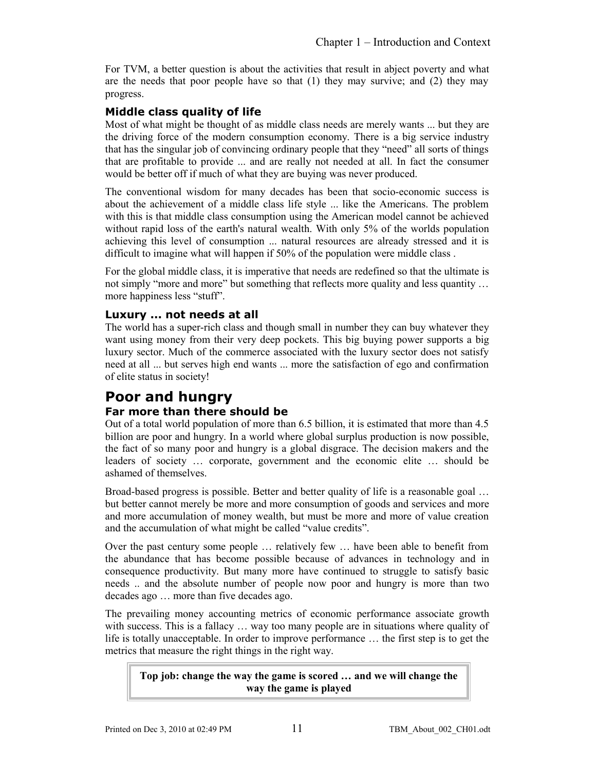For TVM, a better question is about the activities that result in abject poverty and what are the needs that poor people have so that (1) they may survive; and (2) they may progress.

### Middle class quality of life

Most of what might be thought of as middle class needs are merely wants ... but they are the driving force of the modern consumption economy. There is a big service industry that has the singular job of convincing ordinary people that they "need" all sorts of things that are profitable to provide ... and are really not needed at all. In fact the consumer would be better off if much of what they are buying was never produced.

The conventional wisdom for many decades has been that socio-economic success is about the achievement of a middle class life style ... like the Americans. The problem with this is that middle class consumption using the American model cannot be achieved without rapid loss of the earth's natural wealth. With only 5% of the worlds population achieving this level of consumption ... natural resources are already stressed and it is difficult to imagine what will happen if 50% of the population were middle class .

For the global middle class, it is imperative that needs are redefined so that the ultimate is not simply "more and more" but something that reflects more quality and less quantity … more happiness less "stuff".

### Luxury ... not needs at all

The world has a super-rich class and though small in number they can buy whatever they want using money from their very deep pockets. This big buying power supports a big luxury sector. Much of the commerce associated with the luxury sector does not satisfy need at all ... but serves high end wants ... more the satisfaction of ego and confirmation of elite status in society!

## Poor and hungry

### Far more than there should be

Out of a total world population of more than 6.5 billion, it is estimated that more than 4.5 billion are poor and hungry. In a world where global surplus production is now possible, the fact of so many poor and hungry is a global disgrace. The decision makers and the leaders of society … corporate, government and the economic elite … should be ashamed of themselves.

Broad-based progress is possible. Better and better quality of life is a reasonable goal … but better cannot merely be more and more consumption of goods and services and more and more accumulation of money wealth, but must be more and more of value creation and the accumulation of what might be called "value credits".

Over the past century some people … relatively few … have been able to benefit from the abundance that has become possible because of advances in technology and in consequence productivity. But many more have continued to struggle to satisfy basic needs .. and the absolute number of people now poor and hungry is more than two decades ago … more than five decades ago.

The prevailing money accounting metrics of economic performance associate growth with success. This is a fallacy … way too many people are in situations where quality of life is totally unacceptable. In order to improve performance … the first step is to get the metrics that measure the right things in the right way.

**Top job: change the way the game is scored … and we will change the way the game is played**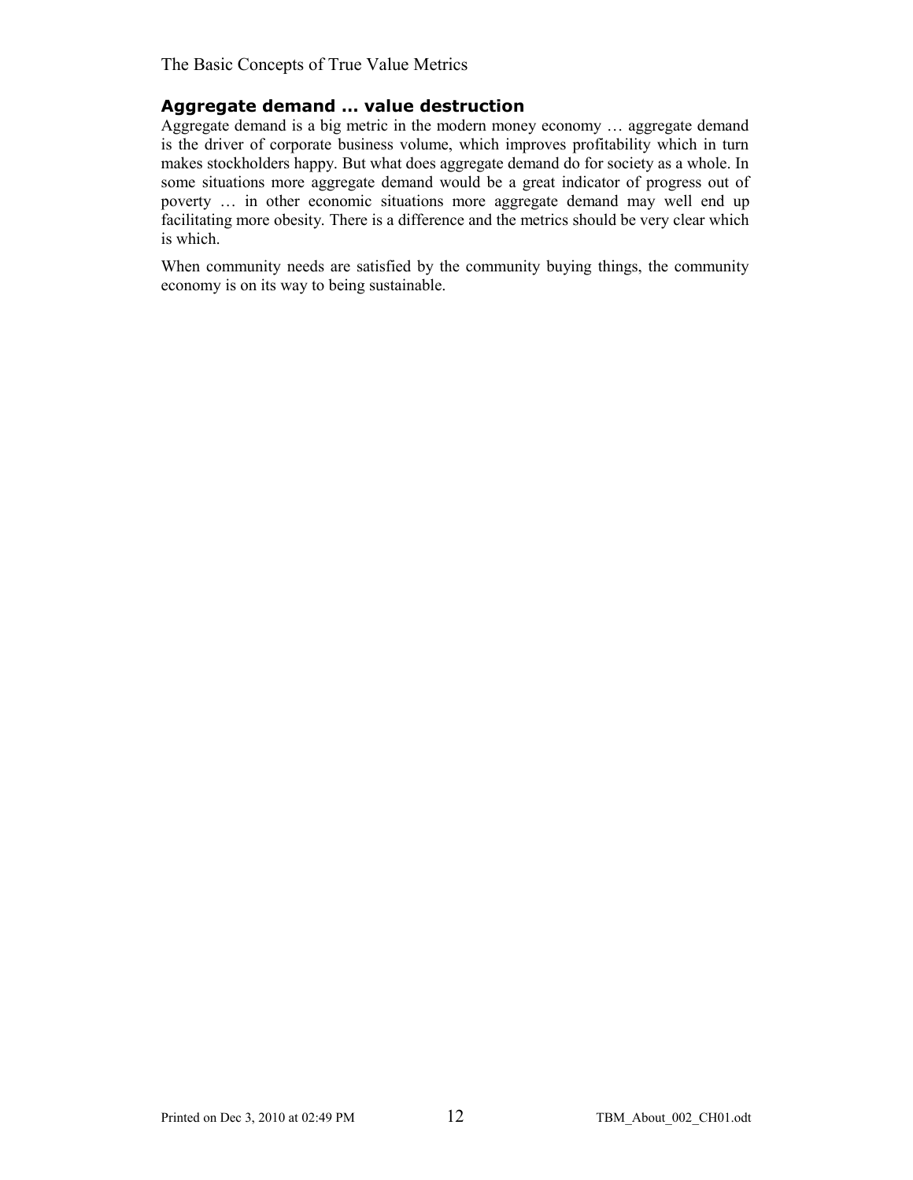## Aggregate demand … value destruction

Aggregate demand is a big metric in the modern money economy … aggregate demand is the driver of corporate business volume, which improves profitability which in turn makes stockholders happy. But what does aggregate demand do for society as a whole. In some situations more aggregate demand would be a great indicator of progress out of poverty … in other economic situations more aggregate demand may well end up facilitating more obesity. There is a difference and the metrics should be very clear which is which.

When community needs are satisfied by the community buying things, the community economy is on its way to being sustainable.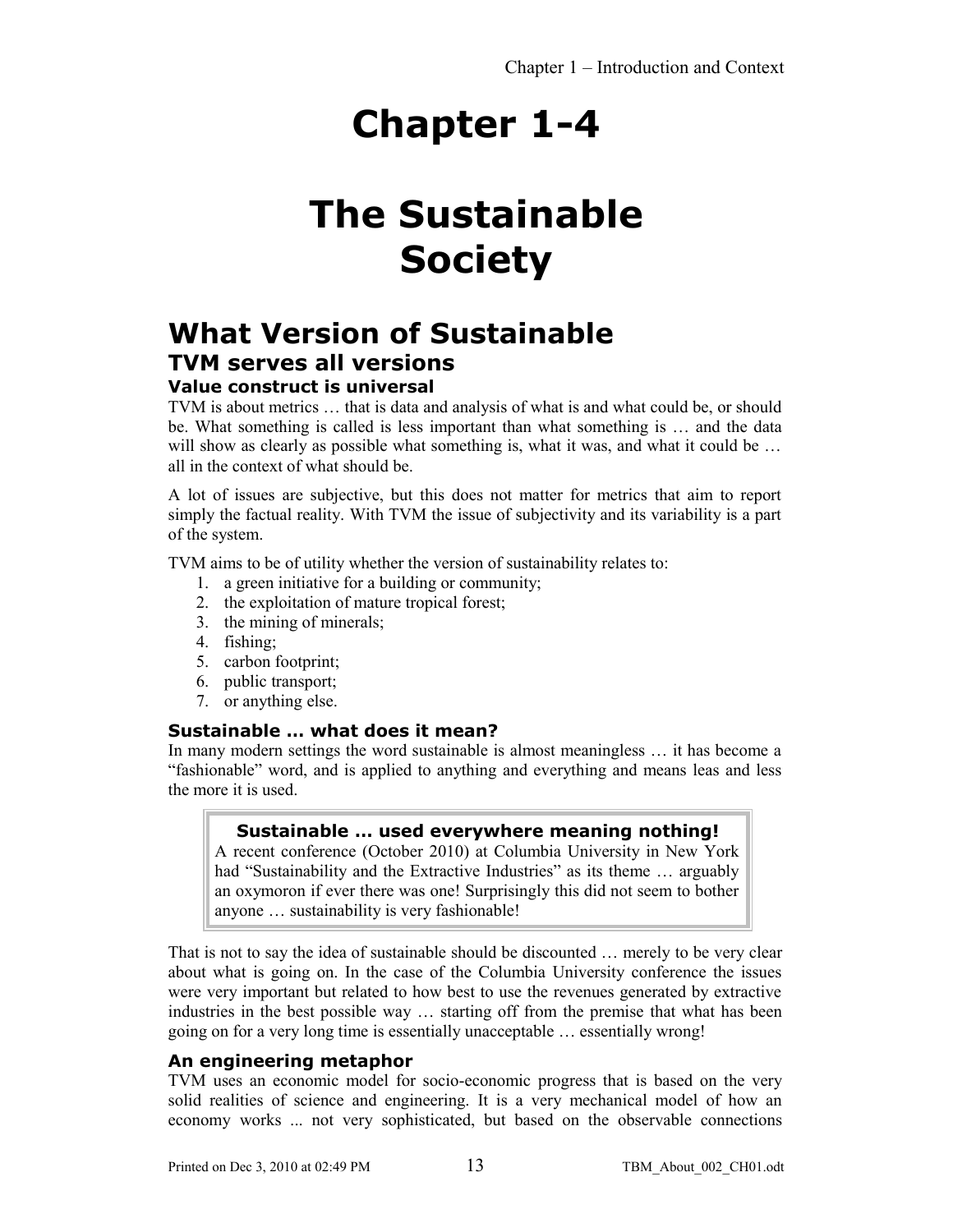# Chapter 1-4

# The Sustainable Society

## What Version of Sustainable

### TVM serves all versions

#### Value construct is universal

TVM is about metrics … that is data and analysis of what is and what could be, or should be. What something is called is less important than what something is … and the data will show as clearly as possible what something is, what it was, and what it could be … all in the context of what should be.

A lot of issues are subjective, but this does not matter for metrics that aim to report simply the factual reality. With TVM the issue of subjectivity and its variability is a part of the system.

TVM aims to be of utility whether the version of sustainability relates to:

1. a green initiative for a building or community;
2. the exploitation of mature tropical forest;
3. the mining of minerals;
4. fishing;
5. carbon footprint;
6. public transport;
7. or anything else.

#### Sustainable … what does it mean?

In many modern settings the word sustainable is almost meaningless … it has become a "fashionable" word, and is applied to anything and everything and means leas and less the more it is used.

> **Sustainable … used everywhere meaning nothing!**
>
> A recent conference (October 2010) at Columbia University in New York had "Sustainability and the Extractive Industries" as its theme … arguably an oxymoron if ever there was one! Surprisingly this did not seem to bother anyone … sustainability is very fashionable!

That is not to say the idea of sustainable should be discounted … merely to be very clear about what is going on. In the case of the Columbia University conference the issues were very important but related to how best to use the revenues generated by extractive industries in the best possible way … starting off from the premise that what has been going on for a very long time is essentially unacceptable … essentially wrong!

#### An engineering metaphor

TVM uses an economic model for socio-economic progress that is based on the very solid realities of science and engineering. It is a very mechanical model of how an economy works ... not very sophisticated, but based on the observable connections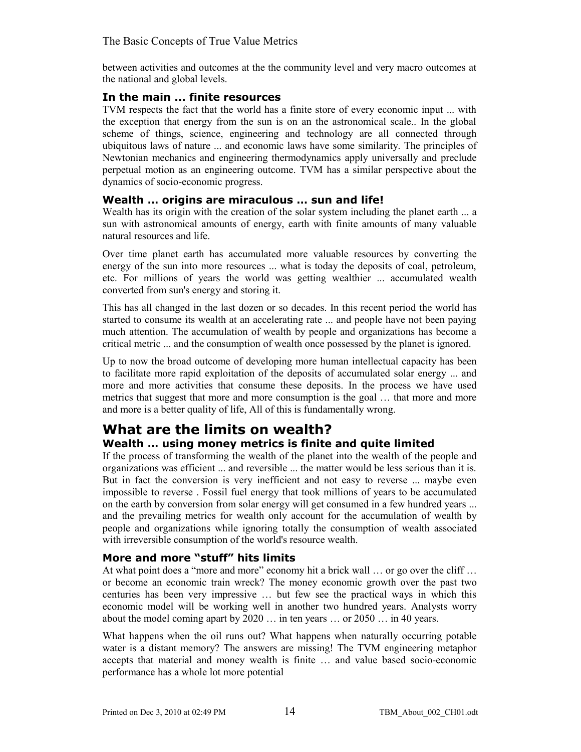between activities and outcomes at the the community level and very macro outcomes at the national and global levels.

### In the main ... finite resources

TVM respects the fact that the world has a finite store of every economic input ... with the exception that energy from the sun is on an the astronomical scale.. In the global scheme of things, science, engineering and technology are all connected through ubiquitous laws of nature ... and economic laws have some similarity. The principles of Newtonian mechanics and engineering thermodynamics apply universally and preclude perpetual motion as an engineering outcome. TVM has a similar perspective about the dynamics of socio-economic progress.

### Wealth … origins are miraculous … sun and life!

Wealth has its origin with the creation of the solar system including the planet earth ... a sun with astronomical amounts of energy, earth with finite amounts of many valuable natural resources and life.

Over time planet earth has accumulated more valuable resources by converting the energy of the sun into more resources ... what is today the deposits of coal, petroleum, etc. For millions of years the world was getting wealthier ... accumulated wealth converted from sun's energy and storing it.

This has all changed in the last dozen or so decades. In this recent period the world has started to consume its wealth at an accelerating rate ... and people have not been paying much attention. The accumulation of wealth by people and organizations has become a critical metric ... and the consumption of wealth once possessed by the planet is ignored.

Up to now the broad outcome of developing more human intellectual capacity has been to facilitate more rapid exploitation of the deposits of accumulated solar energy ... and more and more activities that consume these deposits. In the process we have used metrics that suggest that more and more consumption is the goal … that more and more and more is a better quality of life, All of this is fundamentally wrong.

## What are the limits on wealth?

### Wealth … using money metrics is finite and quite limited

If the process of transforming the wealth of the planet into the wealth of the people and organizations was efficient ... and reversible ... the matter would be less serious than it is. But in fact the conversion is very inefficient and not easy to reverse ... maybe even impossible to reverse . Fossil fuel energy that took millions of years to be accumulated on the earth by conversion from solar energy will get consumed in a few hundred years ... and the prevailing metrics for wealth only account for the accumulation of wealth by people and organizations while ignoring totally the consumption of wealth associated with irreversible consumption of the world's resource wealth.

### More and more "stuff" hits limits

At what point does a "more and more" economy hit a brick wall … or go over the cliff … or become an economic train wreck? The money economic growth over the past two centuries has been very impressive … but few see the practical ways in which this economic model will be working well in another two hundred years. Analysts worry about the model coming apart by 2020 … in ten years … or 2050 … in 40 years.

What happens when the oil runs out? What happens when naturally occurring potable water is a distant memory? The answers are missing! The TVM engineering metaphor accepts that material and money wealth is finite … and value based socio-economic performance has a whole lot more potential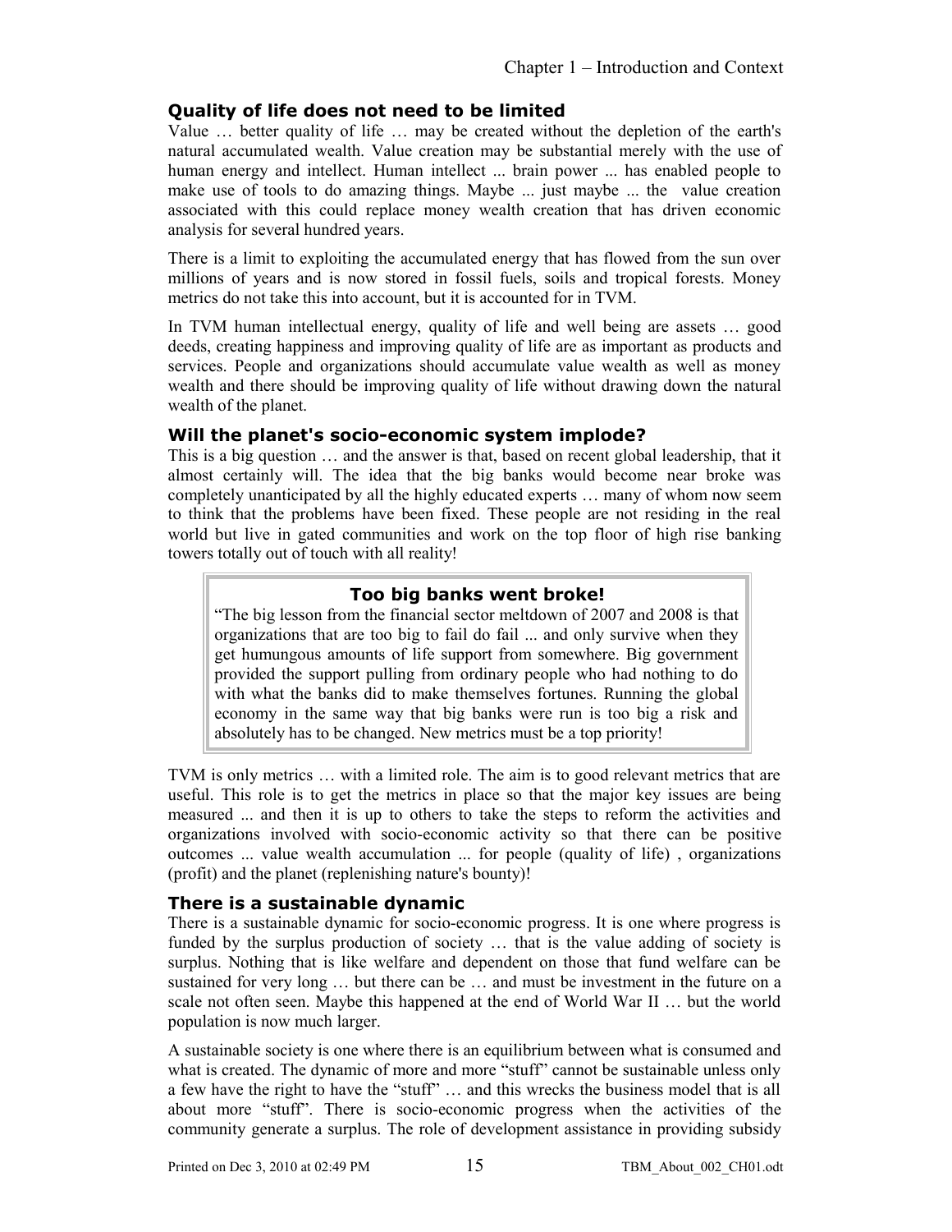### Quality of life does not need to be limited

Value … better quality of life … may be created without the depletion of the earth's natural accumulated wealth. Value creation may be substantial merely with the use of human energy and intellect. Human intellect ... brain power ... has enabled people to make use of tools to do amazing things. Maybe ... just maybe ... the value creation associated with this could replace money wealth creation that has driven economic analysis for several hundred years.

There is a limit to exploiting the accumulated energy that has flowed from the sun over millions of years and is now stored in fossil fuels, soils and tropical forests. Money metrics do not take this into account, but it is accounted for in TVM.

In TVM human intellectual energy, quality of life and well being are assets … good deeds, creating happiness and improving quality of life are as important as products and services. People and organizations should accumulate value wealth as well as money wealth and there should be improving quality of life without drawing down the natural wealth of the planet.

### Will the planet's socio-economic system implode?

This is a big question … and the answer is that, based on recent global leadership, that it almost certainly will. The idea that the big banks would become near broke was completely unanticipated by all the highly educated experts … many of whom now seem to think that the problems have been fixed. These people are not residing in the real world but live in gated communities and work on the top floor of high rise banking towers totally out of touch with all reality!

> **Too big banks went broke!**
>
> "The big lesson from the financial sector meltdown of 2007 and 2008 is that organizations that are too big to fail do fail ... and only survive when they get humungous amounts of life support from somewhere. Big government provided the support pulling from ordinary people who had nothing to do with what the banks did to make themselves fortunes. Running the global economy in the same way that big banks were run is too big a risk and absolutely has to be changed. New metrics must be a top priority!

TVM is only metrics … with a limited role. The aim is to good relevant metrics that are useful. This role is to get the metrics in place so that the major key issues are being measured ... and then it is up to others to take the steps to reform the activities and organizations involved with socio-economic activity so that there can be positive outcomes ... value wealth accumulation ... for people (quality of life) , organizations (profit) and the planet (replenishing nature's bounty)!

### There is a sustainable dynamic

There is a sustainable dynamic for socio-economic progress. It is one where progress is funded by the surplus production of society … that is the value adding of society is surplus. Nothing that is like welfare and dependent on those that fund welfare can be sustained for very long … but there can be … and must be investment in the future on a scale not often seen. Maybe this happened at the end of World War II … but the world population is now much larger.

A sustainable society is one where there is an equilibrium between what is consumed and what is created. The dynamic of more and more "stuff" cannot be sustainable unless only a few have the right to have the "stuff" … and this wrecks the business model that is all about more "stuff". There is socio-economic progress when the activities of the community generate a surplus. The role of development assistance in providing subsidy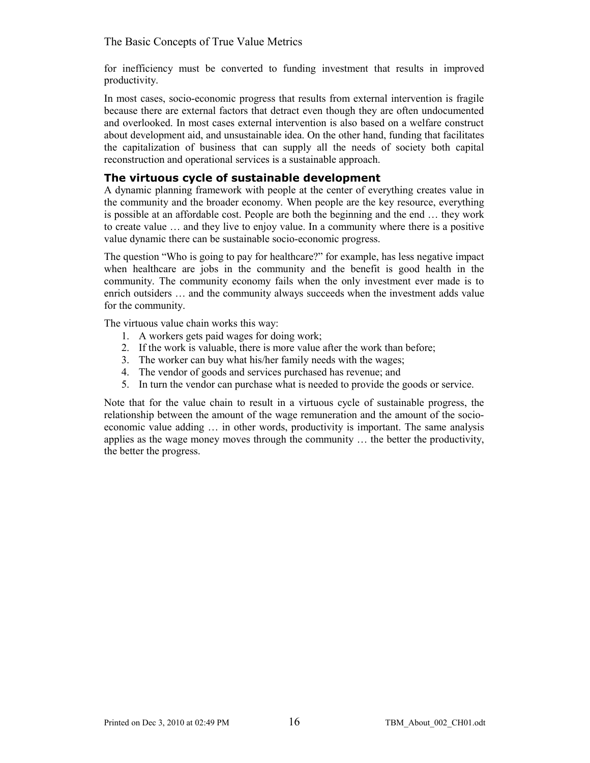for inefficiency must be converted to funding investment that results in improved productivity.

In most cases, socio-economic progress that results from external intervention is fragile because there are external factors that detract even though they are often undocumented and overlooked. In most cases external intervention is also based on a welfare construct about development aid, and unsustainable idea. On the other hand, funding that facilitates the capitalization of business that can supply all the needs of society both capital reconstruction and operational services is a sustainable approach.

### The virtuous cycle of sustainable development

A dynamic planning framework with people at the center of everything creates value in the community and the broader economy. When people are the key resource, everything is possible at an affordable cost. People are both the beginning and the end … they work to create value … and they live to enjoy value. In a community where there is a positive value dynamic there can be sustainable socio-economic progress.

The question "Who is going to pay for healthcare?" for example, has less negative impact when healthcare are jobs in the community and the benefit is good health in the community. The community economy fails when the only investment ever made is to enrich outsiders … and the community always succeeds when the investment adds value for the community.

The virtuous value chain works this way:

1. A workers gets paid wages for doing work;
2. If the work is valuable, there is more value after the work than before;
3. The worker can buy what his/her family needs with the wages;
4. The vendor of goods and services purchased has revenue; and
5. In turn the vendor can purchase what is needed to provide the goods or service.

Note that for the value chain to result in a virtuous cycle of sustainable progress, the relationship between the amount of the wage remuneration and the amount of the socio-economic value adding … in other words, productivity is important. The same analysis applies as the wage money moves through the community … the better the productivity, the better the progress.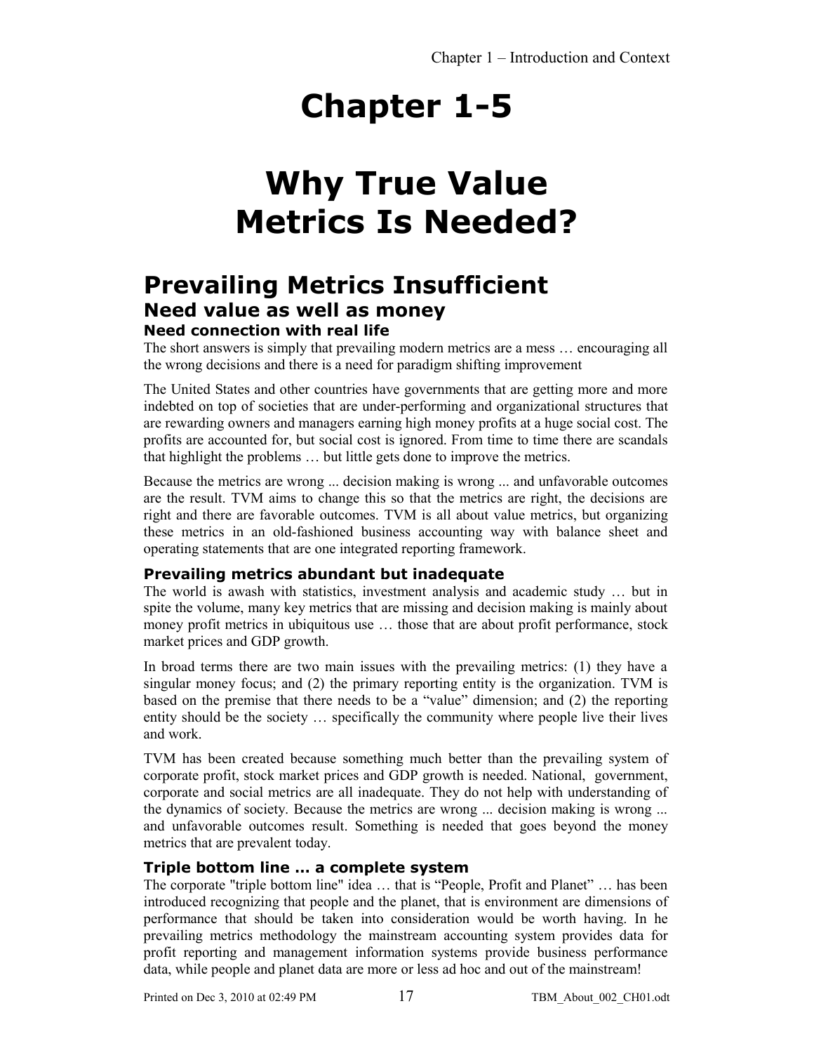# Chapter 1-5

# Why True Value Metrics Is Needed?

## Prevailing Metrics Insufficient

### Need value as well as money

#### Need connection with real life

The short answers is simply that prevailing modern metrics are a mess … encouraging all the wrong decisions and there is a need for paradigm shifting improvement

The United States and other countries have governments that are getting more and more indebted on top of societies that are under-performing and organizational structures that are rewarding owners and managers earning high money profits at a huge social cost. The profits are accounted for, but social cost is ignored. From time to time there are scandals that highlight the problems … but little gets done to improve the metrics.

Because the metrics are wrong ... decision making is wrong ... and unfavorable outcomes are the result. TVM aims to change this so that the metrics are right, the decisions are right and there are favorable outcomes. TVM is all about value metrics, but organizing these metrics in an old-fashioned business accounting way with balance sheet and operating statements that are one integrated reporting framework.

#### Prevailing metrics abundant but inadequate

The world is awash with statistics, investment analysis and academic study … but in spite the volume, many key metrics that are missing and decision making is mainly about money profit metrics in ubiquitous use … those that are about profit performance, stock market prices and GDP growth.

In broad terms there are two main issues with the prevailing metrics: (1) they have a singular money focus; and (2) the primary reporting entity is the organization. TVM is based on the premise that there needs to be a "value" dimension; and (2) the reporting entity should be the society … specifically the community where people live their lives and work.

TVM has been created because something much better than the prevailing system of corporate profit, stock market prices and GDP growth is needed. National, government, corporate and social metrics are all inadequate. They do not help with understanding of the dynamics of society. Because the metrics are wrong ... decision making is wrong ... and unfavorable outcomes result. Something is needed that goes beyond the money metrics that are prevalent today.

#### Triple bottom line … a complete system

The corporate "triple bottom line" idea … that is "People, Profit and Planet" … has been introduced recognizing that people and the planet, that is environment are dimensions of performance that should be taken into consideration would be worth having. In he prevailing metrics methodology the mainstream accounting system provides data for profit reporting and management information systems provide business performance data, while people and planet data are more or less ad hoc and out of the mainstream!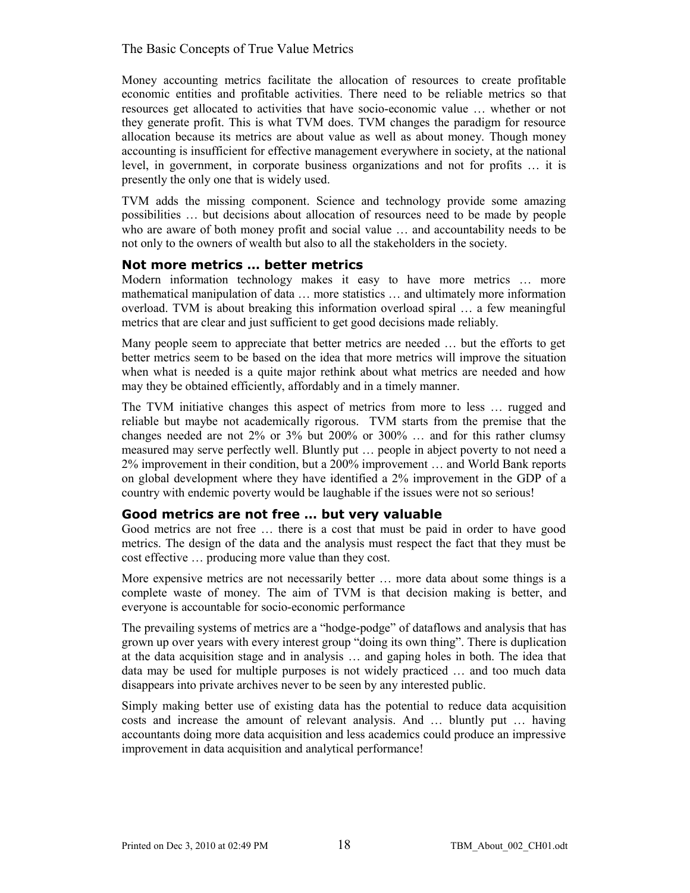Money accounting metrics facilitate the allocation of resources to create profitable economic entities and profitable activities. There need to be reliable metrics so that resources get allocated to activities that have socio-economic value … whether or not they generate profit. This is what TVM does. TVM changes the paradigm for resource allocation because its metrics are about value as well as about money. Though money accounting is insufficient for effective management everywhere in society, at the national level, in government, in corporate business organizations and not for profits … it is presently the only one that is widely used.

TVM adds the missing component. Science and technology provide some amazing possibilities … but decisions about allocation of resources need to be made by people who are aware of both money profit and social value … and accountability needs to be not only to the owners of wealth but also to all the stakeholders in the society.

### Not more metrics … better metrics

Modern information technology makes it easy to have more metrics … more mathematical manipulation of data … more statistics … and ultimately more information overload. TVM is about breaking this information overload spiral … a few meaningful metrics that are clear and just sufficient to get good decisions made reliably.

Many people seem to appreciate that better metrics are needed … but the efforts to get better metrics seem to be based on the idea that more metrics will improve the situation when what is needed is a quite major rethink about what metrics are needed and how may they be obtained efficiently, affordably and in a timely manner.

The TVM initiative changes this aspect of metrics from more to less … rugged and reliable but maybe not academically rigorous. TVM starts from the premise that the changes needed are not 2% or 3% but 200% or 300% … and for this rather clumsy measured may serve perfectly well. Bluntly put … people in abject poverty to not need a 2% improvement in their condition, but a 200% improvement … and World Bank reports on global development where they have identified a 2% improvement in the GDP of a country with endemic poverty would be laughable if the issues were not so serious!

### Good metrics are not free … but very valuable

Good metrics are not free … there is a cost that must be paid in order to have good metrics. The design of the data and the analysis must respect the fact that they must be cost effective … producing more value than they cost.

More expensive metrics are not necessarily better … more data about some things is a complete waste of money. The aim of TVM is that decision making is better, and everyone is accountable for socio-economic performance

The prevailing systems of metrics are a "hodge-podge" of dataflows and analysis that has grown up over years with every interest group "doing its own thing". There is duplication at the data acquisition stage and in analysis … and gaping holes in both. The idea that data may be used for multiple purposes is not widely practiced … and too much data disappears into private archives never to be seen by any interested public.

Simply making better use of existing data has the potential to reduce data acquisition costs and increase the amount of relevant analysis. And … bluntly put … having accountants doing more data acquisition and less academics could produce an impressive improvement in data acquisition and analytical performance!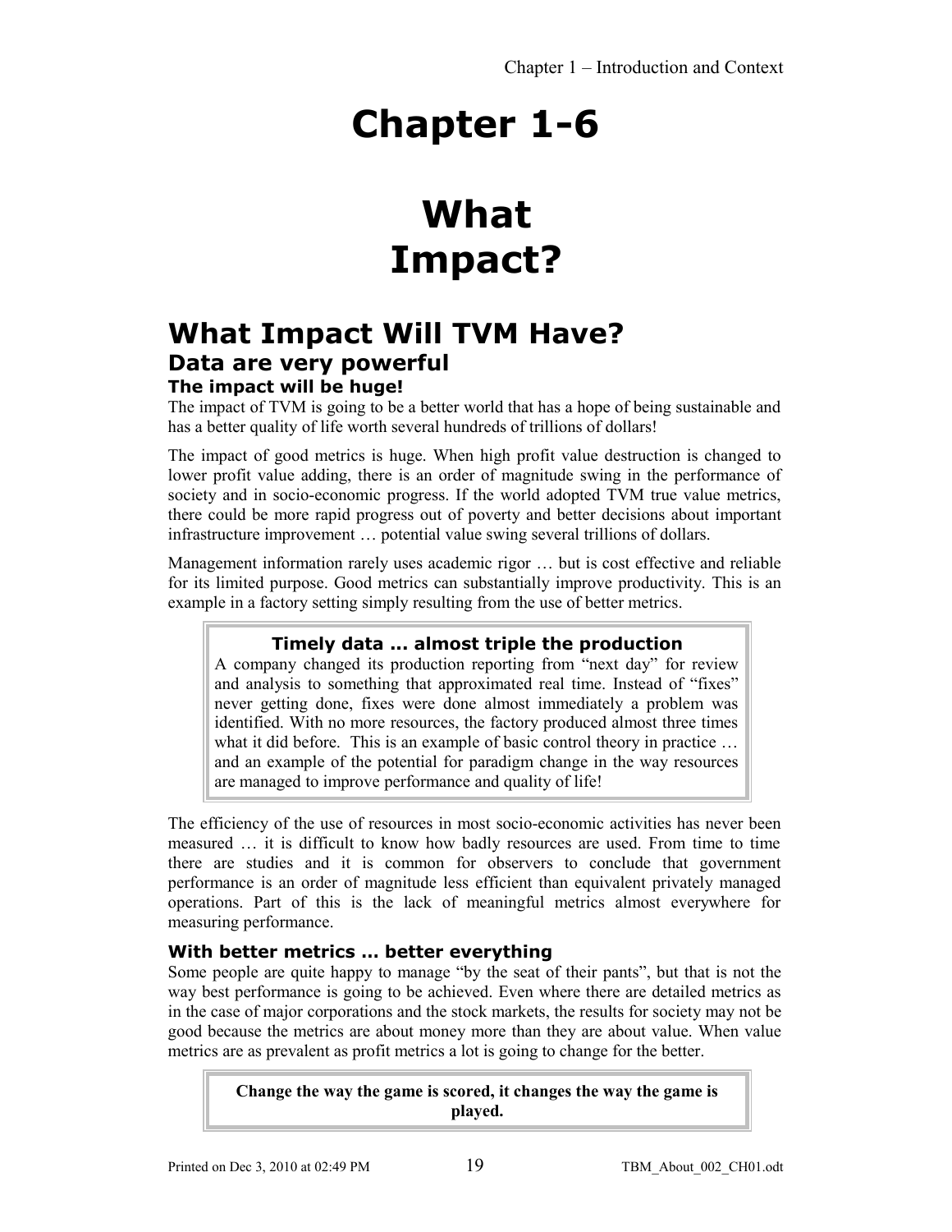# Chapter 1-6

# What Impact?

## What Impact Will TVM Have?

### Data are very powerful

#### The impact will be huge!

The impact of TVM is going to be a better world that has a hope of being sustainable and has a better quality of life worth several hundreds of trillions of dollars!

The impact of good metrics is huge. When high profit value destruction is changed to lower profit value adding, there is an order of magnitude swing in the performance of society and in socio-economic progress. If the world adopted TVM true value metrics, there could be more rapid progress out of poverty and better decisions about important infrastructure improvement … potential value swing several trillions of dollars.

Management information rarely uses academic rigor … but is cost effective and reliable for its limited purpose. Good metrics can substantially improve productivity. This is an example in a factory setting simply resulting from the use of better metrics.

> **Timely data … almost triple the production**
>
> A company changed its production reporting from "next day" for review and analysis to something that approximated real time. Instead of "fixes" never getting done, fixes were done almost immediately a problem was identified. With no more resources, the factory produced almost three times what it did before. This is an example of basic control theory in practice … and an example of the potential for paradigm change in the way resources are managed to improve performance and quality of life!

The efficiency of the use of resources in most socio-economic activities has never been measured … it is difficult to know how badly resources are used. From time to time there are studies and it is common for observers to conclude that government performance is an order of magnitude less efficient than equivalent privately managed operations. Part of this is the lack of meaningful metrics almost everywhere for measuring performance.

#### With better metrics … better everything

Some people are quite happy to manage "by the seat of their pants", but that is not the way best performance is going to be achieved. Even where there are detailed metrics as in the case of major corporations and the stock markets, the results for society may not be good because the metrics are about money more than they are about value. When value metrics are as prevalent as profit metrics a lot is going to change for the better.

> **Change the way the game is scored, it changes the way the game is played.**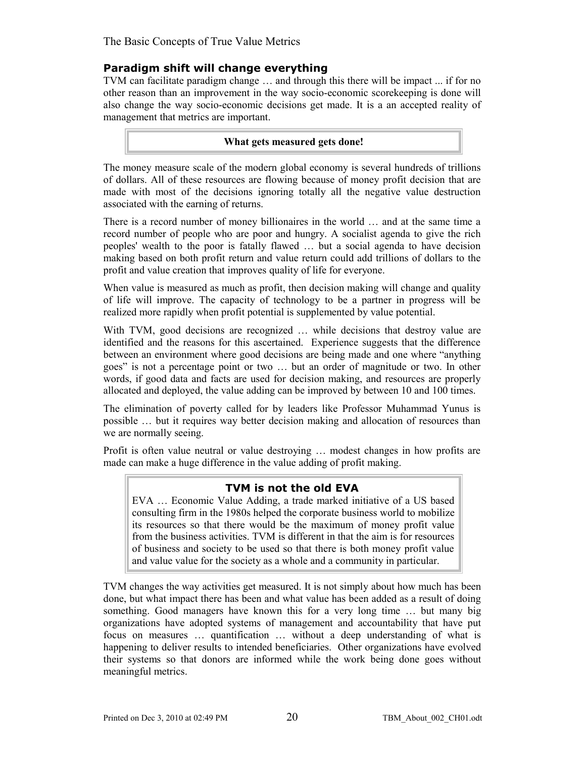## Paradigm shift will change everything

TVM can facilitate paradigm change … and through this there will be impact ... if for no other reason than an improvement in the way socio-economic scorekeeping is done will also change the way socio-economic decisions get made. It is a an accepted reality of management that metrics are important.

> **What gets measured gets done!**

The money measure scale of the modern global economy is several hundreds of trillions of dollars. All of these resources are flowing because of money profit decision that are made with most of the decisions ignoring totally all the negative value destruction associated with the earning of returns.

There is a record number of money billionaires in the world … and at the same time a record number of people who are poor and hungry. A socialist agenda to give the rich peoples' wealth to the poor is fatally flawed … but a social agenda to have decision making based on both profit return and value return could add trillions of dollars to the profit and value creation that improves quality of life for everyone.

When value is measured as much as profit, then decision making will change and quality of life will improve. The capacity of technology to be a partner in progress will be realized more rapidly when profit potential is supplemented by value potential.

With TVM, good decisions are recognized … while decisions that destroy value are identified and the reasons for this ascertained. Experience suggests that the difference between an environment where good decisions are being made and one where "anything goes" is not a percentage point or two … but an order of magnitude or two. In other words, if good data and facts are used for decision making, and resources are properly allocated and deployed, the value adding can be improved by between 10 and 100 times.

The elimination of poverty called for by leaders like Professor Muhammad Yunus is possible … but it requires way better decision making and allocation of resources than we are normally seeing.

Profit is often value neutral or value destroying … modest changes in how profits are made can make a huge difference in the value adding of profit making.

> ### TVM is not the old EVA
>
> EVA … Economic Value Adding, a trade marked initiative of a US based consulting firm in the 1980s helped the corporate business world to mobilize its resources so that there would be the maximum of money profit value from the business activities. TVM is different in that the aim is for resources of business and society to be used so that there is both money profit value and value value for the society as a whole and a community in particular.

TVM changes the way activities get measured. It is not simply about how much has been done, but what impact there has been and what value has been added as a result of doing something. Good managers have known this for a very long time … but many big organizations have adopted systems of management and accountability that have put focus on measures … quantification … without a deep understanding of what is happening to deliver results to intended beneficiaries. Other organizations have evolved their systems so that donors are informed while the work being done goes without meaningful metrics.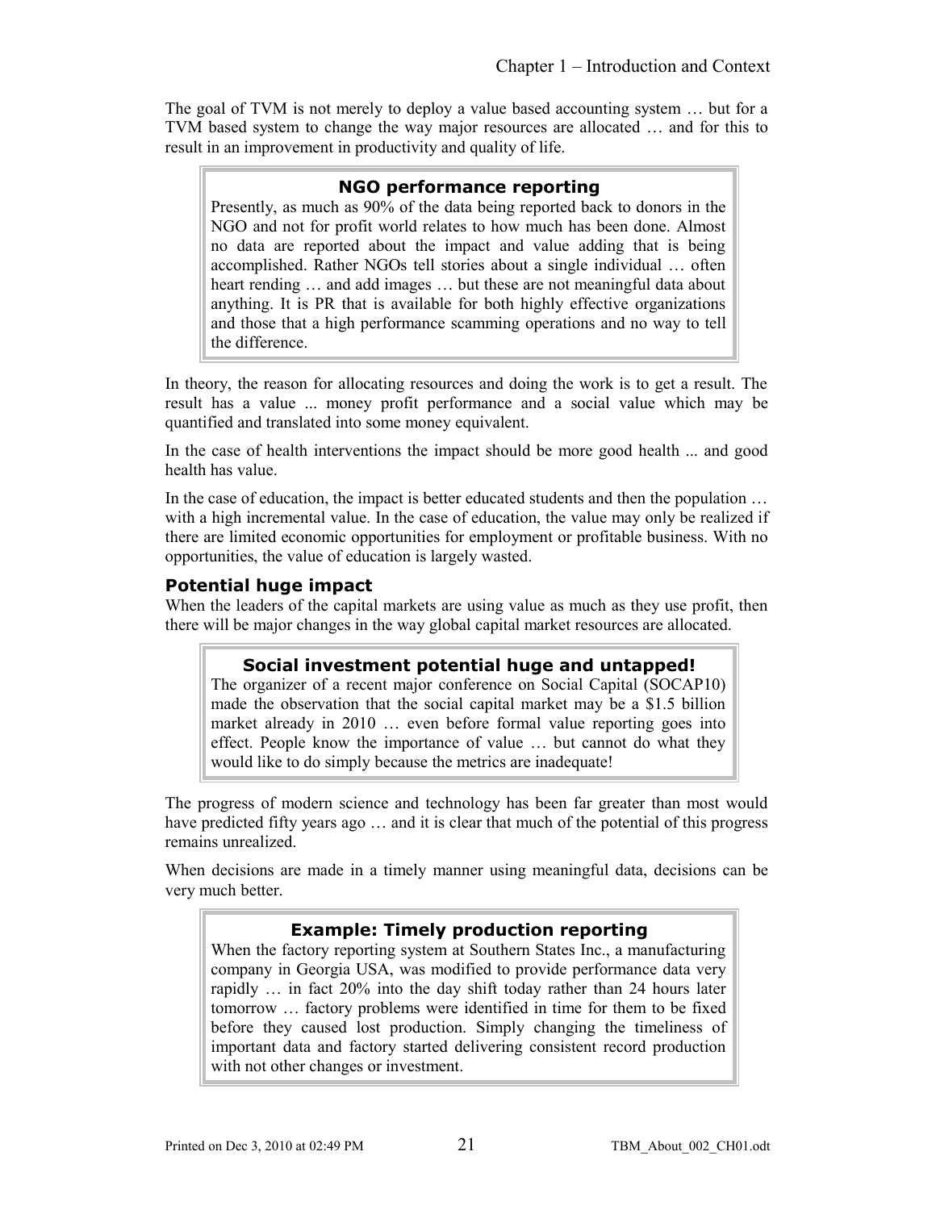The goal of TVM is not merely to deploy a value based accounting system … but for a TVM based system to change the way major resources are allocated … and for this to result in an improvement in productivity and quality of life.

> **NGO performance reporting**
>
> Presently, as much as 90% of the data being reported back to donors in the NGO and not for profit world relates to how much has been done. Almost no data are reported about the impact and value adding that is being accomplished. Rather NGOs tell stories about a single individual … often heart rending … and add images … but these are not meaningful data about anything. It is PR that is available for both highly effective organizations and those that a high performance scamming operations and no way to tell the difference.

In theory, the reason for allocating resources and doing the work is to get a result. The result has a value ... money profit performance and a social value which may be quantified and translated into some money equivalent.

In the case of health interventions the impact should be more good health ... and good health has value.

In the case of education, the impact is better educated students and then the population … with a high incremental value. In the case of education, the value may only be realized if there are limited economic opportunities for employment or profitable business. With no opportunities, the value of education is largely wasted.

### Potential huge impact

When the leaders of the capital markets are using value as much as they use profit, then there will be major changes in the way global capital market resources are allocated.

> **Social investment potential huge and untapped!**
>
> The organizer of a recent major conference on Social Capital (SOCAP10) made the observation that the social capital market may be a $1.5 billion market already in 2010 … even before formal value reporting goes into effect. People know the importance of value … but cannot do what they would like to do simply because the metrics are inadequate!

The progress of modern science and technology has been far greater than most would have predicted fifty years ago … and it is clear that much of the potential of this progress remains unrealized.

When decisions are made in a timely manner using meaningful data, decisions can be very much better.

> **Example: Timely production reporting**
>
> When the factory reporting system at Southern States Inc., a manufacturing company in Georgia USA, was modified to provide performance data very rapidly … in fact 20% into the day shift today rather than 24 hours later tomorrow … factory problems were identified in time for them to be fixed before they caused lost production. Simply changing the timeliness of important data and factory started delivering consistent record production with not other changes or investment.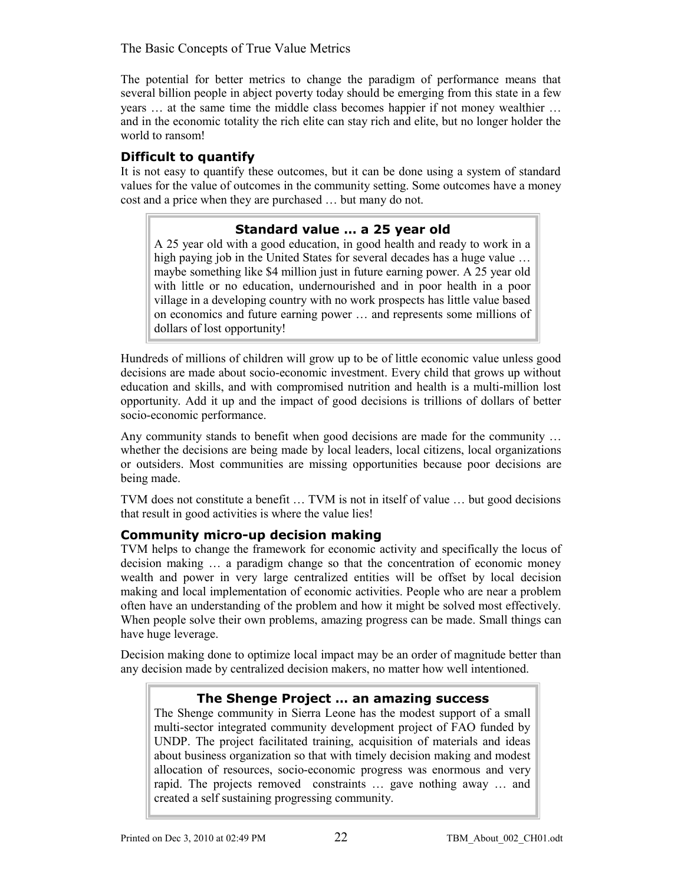The potential for better metrics to change the paradigm of performance means that several billion people in abject poverty today should be emerging from this state in a few years … at the same time the middle class becomes happier if not money wealthier … and in the economic totality the rich elite can stay rich and elite, but no longer holder the world to ransom!

### Difficult to quantify

It is not easy to quantify these outcomes, but it can be done using a system of standard values for the value of outcomes in the community setting. Some outcomes have a money cost and a price when they are purchased … but many do not.

> **Standard value … a 25 year old**
>
> A 25 year old with a good education, in good health and ready to work in a high paying job in the United States for several decades has a huge value … maybe something like $4 million just in future earning power. A 25 year old with little or no education, undernourished and in poor health in a poor village in a developing country with no work prospects has little value based on economics and future earning power … and represents some millions of dollars of lost opportunity!

Hundreds of millions of children will grow up to be of little economic value unless good decisions are made about socio-economic investment. Every child that grows up without education and skills, and with compromised nutrition and health is a multi-million lost opportunity. Add it up and the impact of good decisions is trillions of dollars of better socio-economic performance.

Any community stands to benefit when good decisions are made for the community … whether the decisions are being made by local leaders, local citizens, local organizations or outsiders. Most communities are missing opportunities because poor decisions are being made.

TVM does not constitute a benefit … TVM is not in itself of value … but good decisions that result in good activities is where the value lies!

### Community micro-up decision making

TVM helps to change the framework for economic activity and specifically the locus of decision making … a paradigm change so that the concentration of economic money wealth and power in very large centralized entities will be offset by local decision making and local implementation of economic activities. People who are near a problem often have an understanding of the problem and how it might be solved most effectively. When people solve their own problems, amazing progress can be made. Small things can have huge leverage.

Decision making done to optimize local impact may be an order of magnitude better than any decision made by centralized decision makers, no matter how well intentioned.

> **The Shenge Project … an amazing success**
>
> The Shenge community in Sierra Leone has the modest support of a small multi-sector integrated community development project of FAO funded by UNDP. The project facilitated training, acquisition of materials and ideas about business organization so that with timely decision making and modest allocation of resources, socio-economic progress was enormous and very rapid. The projects removed constraints … gave nothing away … and created a self sustaining progressing community.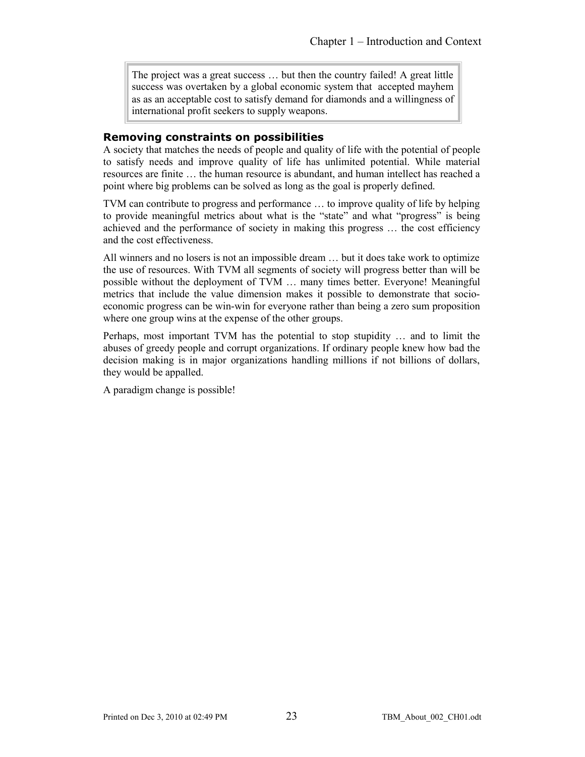> The project was a great success … but then the country failed! A great little success was overtaken by a global economic system that accepted mayhem as as an acceptable cost to satisfy demand for diamonds and a willingness of international profit seekers to supply weapons.

### Removing constraints on possibilities

A society that matches the needs of people and quality of life with the potential of people to satisfy needs and improve quality of life has unlimited potential. While material resources are finite … the human resource is abundant, and human intellect has reached a point where big problems can be solved as long as the goal is properly defined.

TVM can contribute to progress and performance … to improve quality of life by helping to provide meaningful metrics about what is the "state" and what "progress" is being achieved and the performance of society in making this progress … the cost efficiency and the cost effectiveness.

All winners and no losers is not an impossible dream … but it does take work to optimize the use of resources. With TVM all segments of society will progress better than will be possible without the deployment of TVM … many times better. Everyone! Meaningful metrics that include the value dimension makes it possible to demonstrate that socio-economic progress can be win-win for everyone rather than being a zero sum proposition where one group wins at the expense of the other groups.

Perhaps, most important TVM has the potential to stop stupidity … and to limit the abuses of greedy people and corrupt organizations. If ordinary people knew how bad the decision making is in major organizations handling millions if not billions of dollars, they would be appalled.

A paradigm change is possible!